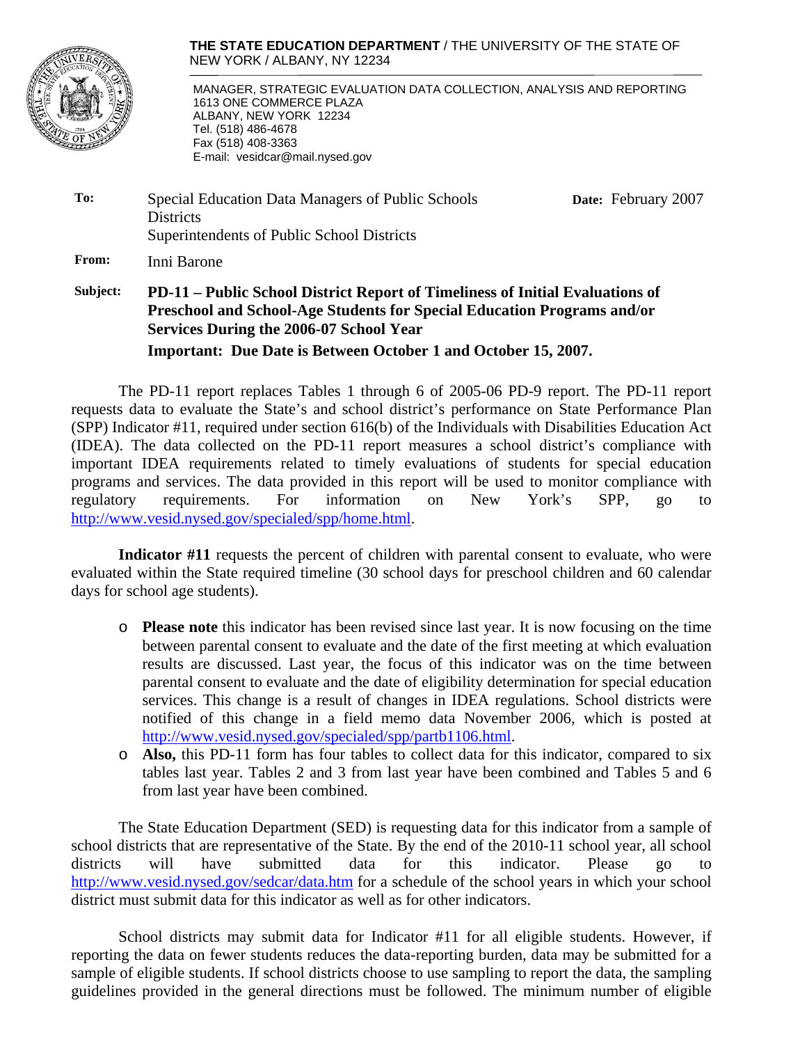**THE STATE EDUCATION DEPARTMENT** / THE UNIVERSITY OF THE STATE OF NEW YORK / ALBANY, NY 12234

MANAGER, STRATEGIC EVALUATION DATA COLLECTION, ANALYSIS AND REPORTING
1613 ONE COMMERCE PLAZA
ALBANY, NEW YORK 12234
Tel. (518) 486-4678
Fax (518) 408-3363
E-mail: vesidcar@mail.nysed.gov

**To:** Special Education Data Managers of Public Schools Districts
Superintendents of Public School Districts

**Date:** February 2007

**From:** Inni Barone

**Subject:** **PD-11 – Public School District Report of Timeliness of Initial Evaluations of Preschool and School-Age Students for Special Education Programs and/or Services During the 2006-07 School Year**

**Important: Due Date is Between October 1 and October 15, 2007.**

The PD-11 report replaces Tables 1 through 6 of 2005-06 PD-9 report. The PD-11 report requests data to evaluate the State's and school district's performance on State Performance Plan (SPP) Indicator #11, required under section 616(b) of the Individuals with Disabilities Education Act (IDEA). The data collected on the PD-11 report measures a school district's compliance with important IDEA requirements related to timely evaluations of students for special education programs and services. The data provided in this report will be used to monitor compliance with regulatory requirements. For information on New York's SPP, go to http://www.vesid.nysed.gov/specialed/spp/home.html.

**Indicator #11** requests the percent of children with parental consent to evaluate, who were evaluated within the State required timeline (30 school days for preschool children and 60 calendar days for school age students).

- **Please note** this indicator has been revised since last year. It is now focusing on the time between parental consent to evaluate and the date of the first meeting at which evaluation results are discussed. Last year, the focus of this indicator was on the time between parental consent to evaluate and the date of eligibility determination for special education services. This change is a result of changes in IDEA regulations. School districts were notified of this change in a field memo data November 2006, which is posted at http://www.vesid.nysed.gov/specialed/spp/partb1106.html.
- **Also,** this PD-11 form has four tables to collect data for this indicator, compared to six tables last year. Tables 2 and 3 from last year have been combined and Tables 5 and 6 from last year have been combined.

The State Education Department (SED) is requesting data for this indicator from a sample of school districts that are representative of the State. By the end of the 2010-11 school year, all school districts will have submitted data for this indicator. Please go to http://www.vesid.nysed.gov/sedcar/data.htm for a schedule of the school years in which your school district must submit data for this indicator as well as for other indicators.

School districts may submit data for Indicator #11 for all eligible students. However, if reporting the data on fewer students reduces the data-reporting burden, data may be submitted for a sample of eligible students. If school districts choose to use sampling to report the data, the sampling guidelines provided in the general directions must be followed. The minimum number of eligible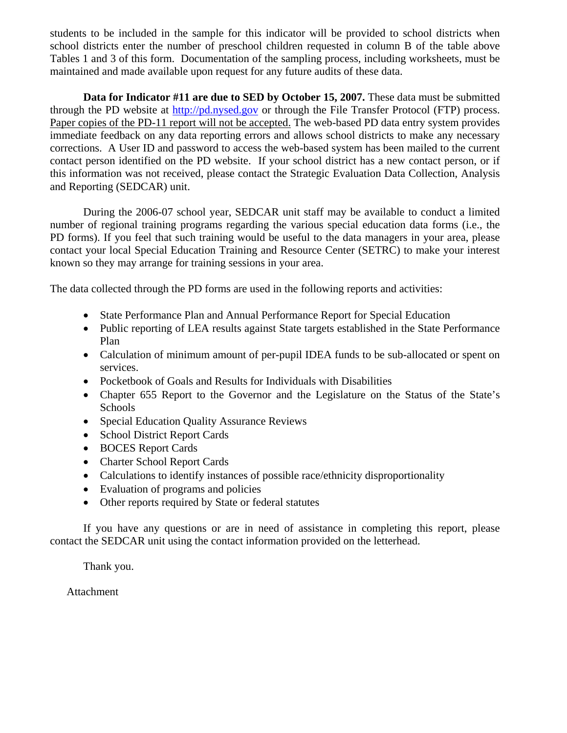students to be included in the sample for this indicator will be provided to school districts when school districts enter the number of preschool children requested in column B of the table above Tables 1 and 3 of this form. Documentation of the sampling process, including worksheets, must be maintained and made available upon request for any future audits of these data.

**Data for Indicator #11 are due to SED by October 15, 2007.** These data must be submitted through the PD website at http://pd.nysed.gov or through the File Transfer Protocol (FTP) process. Paper copies of the PD-11 report will not be accepted. The web-based PD data entry system provides immediate feedback on any data reporting errors and allows school districts to make any necessary corrections. A User ID and password to access the web-based system has been mailed to the current contact person identified on the PD website. If your school district has a new contact person, or if this information was not received, please contact the Strategic Evaluation Data Collection, Analysis and Reporting (SEDCAR) unit.

During the 2006-07 school year, SEDCAR unit staff may be available to conduct a limited number of regional training programs regarding the various special education data forms (i.e., the PD forms). If you feel that such training would be useful to the data managers in your area, please contact your local Special Education Training and Resource Center (SETRC) to make your interest known so they may arrange for training sessions in your area.

The data collected through the PD forms are used in the following reports and activities:

- State Performance Plan and Annual Performance Report for Special Education
- Public reporting of LEA results against State targets established in the State Performance Plan
- Calculation of minimum amount of per-pupil IDEA funds to be sub-allocated or spent on services.
- Pocketbook of Goals and Results for Individuals with Disabilities
- Chapter 655 Report to the Governor and the Legislature on the Status of the State's Schools
- Special Education Quality Assurance Reviews
- School District Report Cards
- BOCES Report Cards
- Charter School Report Cards
- Calculations to identify instances of possible race/ethnicity disproportionality
- Evaluation of programs and policies
- Other reports required by State or federal statutes

If you have any questions or are in need of assistance in completing this report, please contact the SEDCAR unit using the contact information provided on the letterhead.

Thank you.

Attachment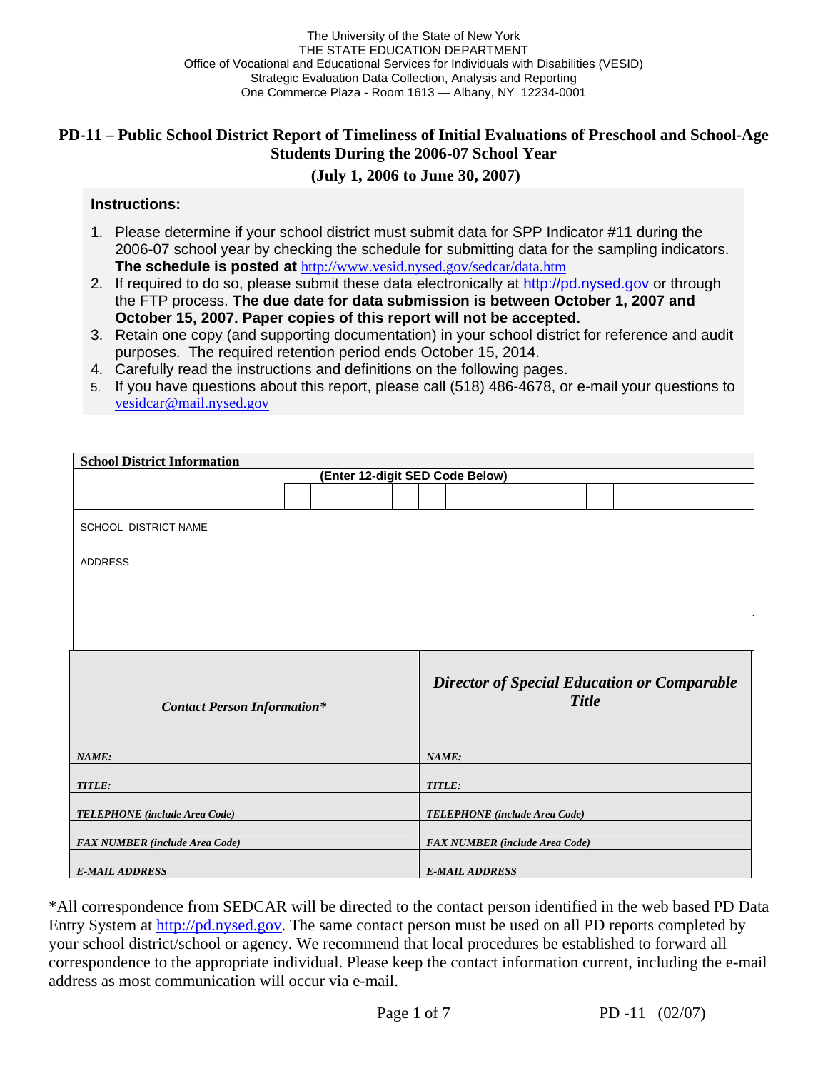The University of the State of New York
THE STATE EDUCATION DEPARTMENT
Office of Vocational and Educational Services for Individuals with Disabilities (VESID)
Strategic Evaluation Data Collection, Analysis and Reporting
One Commerce Plaza - Room 1613 — Albany, NY 12234-0001

# PD-11 – Public School District Report of Timeliness of Initial Evaluations of Preschool and School-Age Students During the 2006-07 School Year

## (July 1, 2006 to June 30, 2007)

**Instructions:**

1. Please determine if your school district must submit data for SPP Indicator #11 during the 2006-07 school year by checking the schedule for submitting data for the sampling indicators. **The schedule is posted at** http://www.vesid.nysed.gov/sedcar/data.htm
2. If required to do so, please submit these data electronically at http://pd.nysed.gov or through the FTP process. **The due date for data submission is between October 1, 2007 and October 15, 2007. Paper copies of this report will not be accepted.**
3. Retain one copy (and supporting documentation) in your school district for reference and audit purposes. The required retention period ends October 15, 2014.
4. Carefully read the instructions and definitions on the following pages.
5. If you have questions about this report, please call (518) 486-4678, or e-mail your questions to vesidcar@mail.nysed.gov

| School District Information | | | | | | | | | | | | |
|---|---|---|---|---|---|---|---|---|---|---|---|---|
| (Enter 12-digit SED Code Below) | | | | | | | | | | | | |
| | | | | | | | | | | | | |
| SCHOOL DISTRICT NAME | | | | | | | | | | | | |
| ADDRESS | | | | | | | | | | | | |
| | | | | | | | | | | | | |
| | | | | | | | | | | | | |

| *Contact Person Information** | *Director of Special Education or Comparable Title* |
|---|---|
| ***NAME:*** | ***NAME:*** |
| ***TITLE:*** | ***TITLE:*** |
| ***TELEPHONE (include Area Code)*** | ***TELEPHONE (include Area Code)*** |
| ***FAX NUMBER (include Area Code)*** | ***FAX NUMBER (include Area Code)*** |
| ***E-MAIL ADDRESS*** | ***E-MAIL ADDRESS*** |

*All correspondence from SEDCAR will be directed to the contact person identified in the web based PD Data Entry System at http://pd.nysed.gov. The same contact person must be used on all PD reports completed by your school district/school or agency. We recommend that local procedures be established to forward all correspondence to the appropriate individual. Please keep the contact information current, including the e-mail address as most communication will occur via e-mail.

PD -11 (02/07)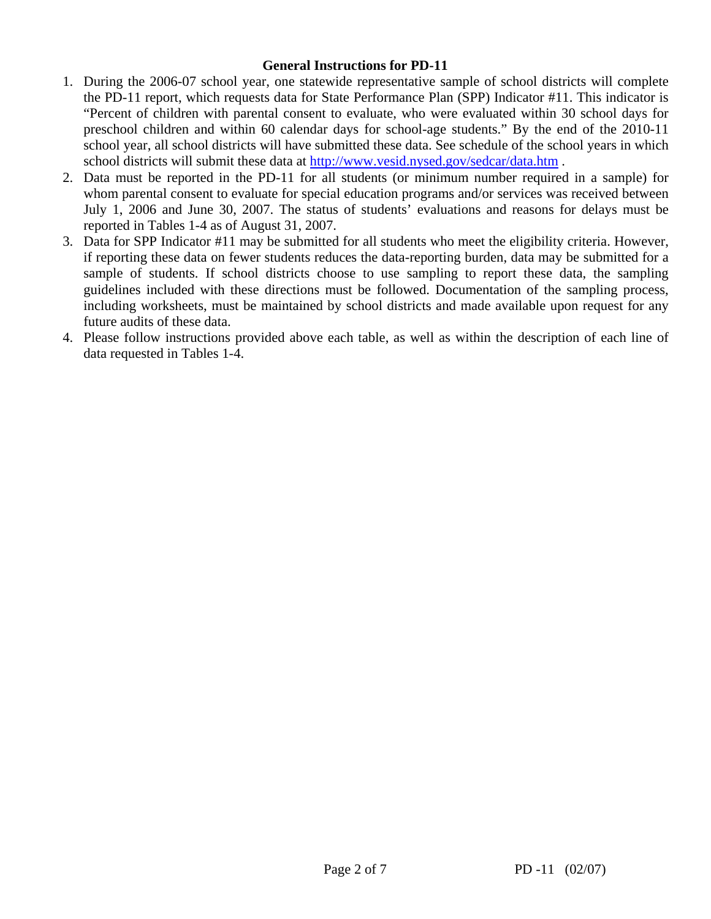## General Instructions for PD-11

1. During the 2006-07 school year, one statewide representative sample of school districts will complete the PD-11 report, which requests data for State Performance Plan (SPP) Indicator #11. This indicator is "Percent of children with parental consent to evaluate, who were evaluated within 30 school days for preschool children and within 60 calendar days for school-age students." By the end of the 2010-11 school year, all school districts will have submitted these data. See schedule of the school years in which school districts will submit these data at [http://www.vesid.nysed.gov/sedcar/data.htm](http://www.vesid.nysed.gov/sedcar/data.htm) .
2. Data must be reported in the PD-11 for all students (or minimum number required in a sample) for whom parental consent to evaluate for special education programs and/or services was received between July 1, 2006 and June 30, 2007. The status of students' evaluations and reasons for delays must be reported in Tables 1-4 as of August 31, 2007.
3. Data for SPP Indicator #11 may be submitted for all students who meet the eligibility criteria. However, if reporting these data on fewer students reduces the data-reporting burden, data may be submitted for a sample of students. If school districts choose to use sampling to report these data, the sampling guidelines included with these directions must be followed. Documentation of the sampling process, including worksheets, must be maintained by school districts and made available upon request for any future audits of these data.
4. Please follow instructions provided above each table, as well as within the description of each line of data requested in Tables 1-4.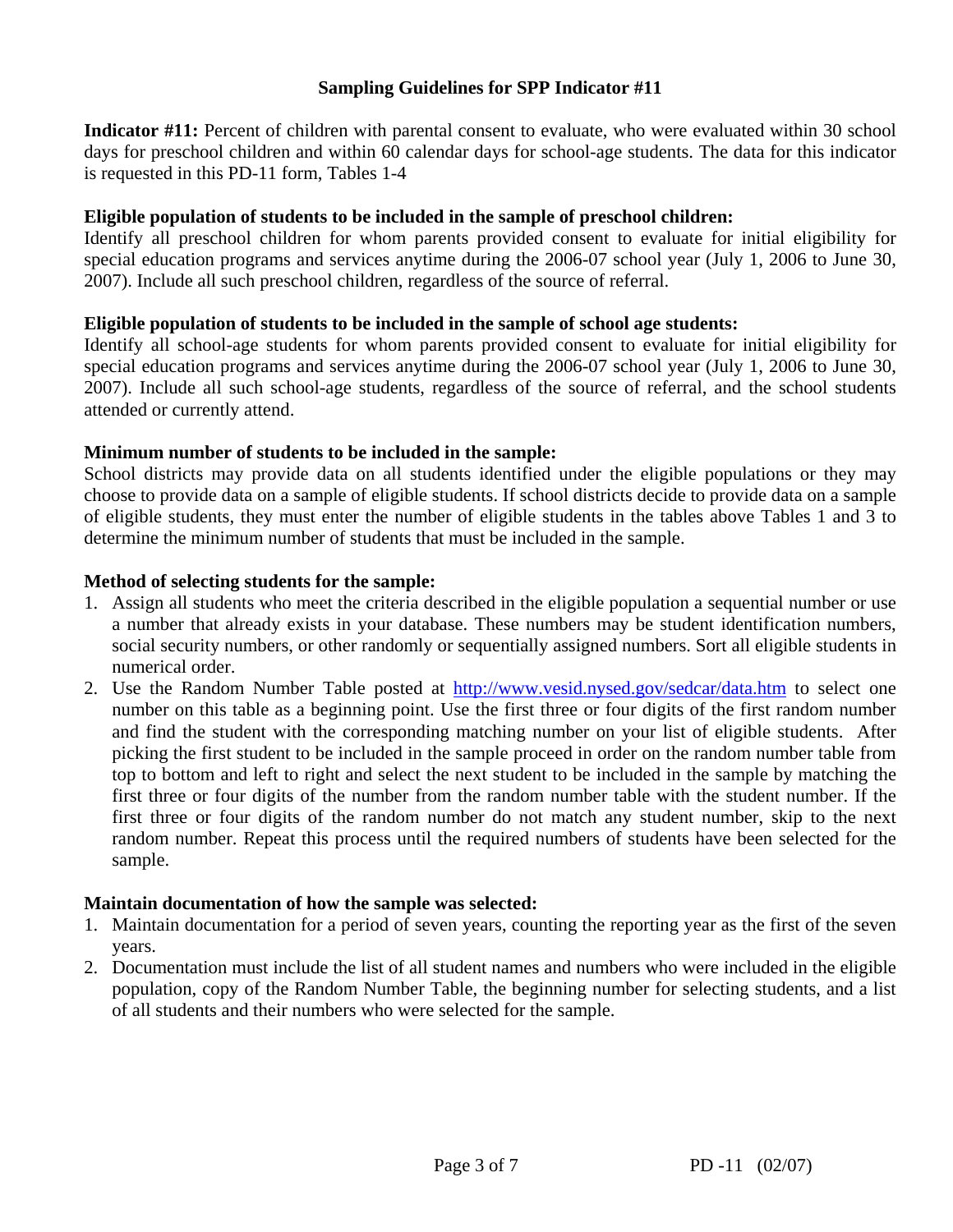## Sampling Guidelines for SPP Indicator #11

**Indicator #11:** Percent of children with parental consent to evaluate, who were evaluated within 30 school days for preschool children and within 60 calendar days for school-age students. The data for this indicator is requested in this PD-11 form, Tables 1-4

**Eligible population of students to be included in the sample of preschool children:**
Identify all preschool children for whom parents provided consent to evaluate for initial eligibility for special education programs and services anytime during the 2006-07 school year (July 1, 2006 to June 30, 2007). Include all such preschool children, regardless of the source of referral.

**Eligible population of students to be included in the sample of school age students:**
Identify all school-age students for whom parents provided consent to evaluate for initial eligibility for special education programs and services anytime during the 2006-07 school year (July 1, 2006 to June 30, 2007). Include all such school-age students, regardless of the source of referral, and the school students attended or currently attend.

**Minimum number of students to be included in the sample:**
School districts may provide data on all students identified under the eligible populations or they may choose to provide data on a sample of eligible students. If school districts decide to provide data on a sample of eligible students, they must enter the number of eligible students in the tables above Tables 1 and 3 to determine the minimum number of students that must be included in the sample.

**Method of selecting students for the sample:**

1. Assign all students who meet the criteria described in the eligible population a sequential number or use a number that already exists in your database. These numbers may be student identification numbers, social security numbers, or other randomly or sequentially assigned numbers. Sort all eligible students in numerical order.
2. Use the Random Number Table posted at http://www.vesid.nysed.gov/sedcar/data.htm to select one number on this table as a beginning point. Use the first three or four digits of the first random number and find the student with the corresponding matching number on your list of eligible students. After picking the first student to be included in the sample proceed in order on the random number table from top to bottom and left to right and select the next student to be included in the sample by matching the first three or four digits of the number from the random number table with the student number. If the first three or four digits of the random number do not match any student number, skip to the next random number. Repeat this process until the required numbers of students have been selected for the sample.

**Maintain documentation of how the sample was selected:**

1. Maintain documentation for a period of seven years, counting the reporting year as the first of the seven years.
2. Documentation must include the list of all student names and numbers who were included in the eligible population, copy of the Random Number Table, the beginning number for selecting students, and a list of all students and their numbers who were selected for the sample.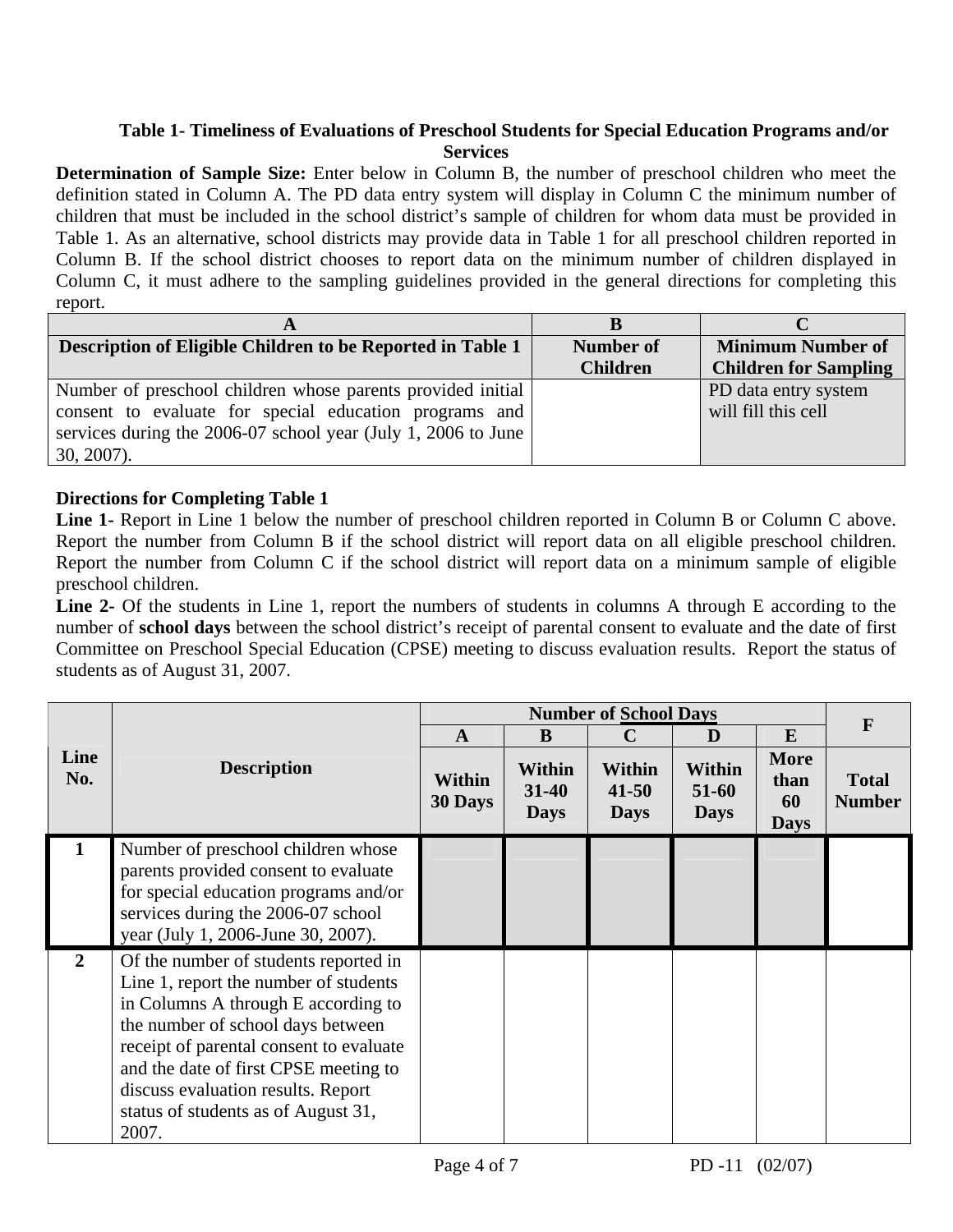### Table 1- Timeliness of Evaluations of Preschool Students for Special Education Programs and/or Services

**Determination of Sample Size:** Enter below in Column B, the number of preschool children who meet the definition stated in Column A. The PD data entry system will display in Column C the minimum number of children that must be included in the school district's sample of children for whom data must be provided in Table 1. As an alternative, school districts may provide data in Table 1 for all preschool children reported in Column B. If the school district chooses to report data on the minimum number of children displayed in Column C, it must adhere to the sampling guidelines provided in the general directions for completing this report.

| A | B | C |
|---|---|---|
| **Description of Eligible Children to be Reported in Table 1** | **Number of Children** | **Minimum Number of Children for Sampling** |
| Number of preschool children whose parents provided initial consent to evaluate for special education programs and services during the 2006-07 school year (July 1, 2006 to June 30, 2007). | | PD data entry system will fill this cell |

**Directions for Completing Table 1**

**Line 1-** Report in Line 1 below the number of preschool children reported in Column B or Column C above. Report the number from Column B if the school district will report data on all eligible preschool children. Report the number from Column C if the school district will report data on a minimum sample of eligible preschool children.

**Line 2-** Of the students in Line 1, report the numbers of students in columns A through E according to the number of **school days** between the school district's receipt of parental consent to evaluate and the date of first Committee on Preschool Special Education (CPSE) meeting to discuss evaluation results. Report the status of students as of August 31, 2007.

| | | Number of School Days | | | | | F |
|---|---|---|---|---|---|---|---|
| | | A | B | C | D | E | |
| **Line No.** | **Description** | **Within 30 Days** | **Within 31-40 Days** | **Within 41-50 Days** | **Within 51-60 Days** | **More than 60 Days** | **Total Number** |
| **1** | Number of preschool children whose parents provided consent to evaluate for special education programs and/or services during the 2006-07 school year (July 1, 2006-June 30, 2007). | | | | | | |
| **2** | Of the number of students reported in Line 1, report the number of students in Columns A through E according to the number of school days between receipt of parental consent to evaluate and the date of first CPSE meeting to discuss evaluation results. Report status of students as of August 31, 2007. | | | | | | |

PD -11 (02/07)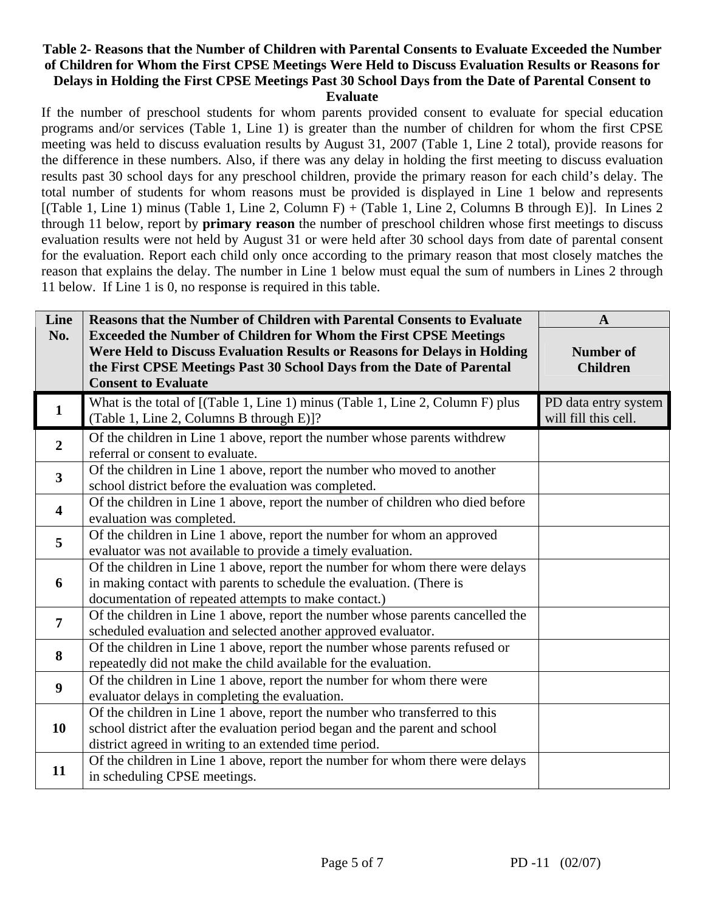**Table 2- Reasons that the Number of Children with Parental Consents to Evaluate Exceeded the Number of Children for Whom the First CPSE Meetings Were Held to Discuss Evaluation Results or Reasons for Delays in Holding the First CPSE Meetings Past 30 School Days from the Date of Parental Consent to Evaluate**

If the number of preschool students for whom parents provided consent to evaluate for special education programs and/or services (Table 1, Line 1) is greater than the number of children for whom the first CPSE meeting was held to discuss evaluation results by August 31, 2007 (Table 1, Line 2 total), provide reasons for the difference in these numbers. Also, if there was any delay in holding the first meeting to discuss evaluation results past 30 school days for any preschool children, provide the primary reason for each child's delay. The total number of students for whom reasons must be provided is displayed in Line 1 below and represents [(Table 1, Line 1) minus (Table 1, Line 2, Column F) + (Table 1, Line 2, Columns B through E)]. In Lines 2 through 11 below, report by **primary reason** the number of preschool children whose first meetings to discuss evaluation results were not held by August 31 or were held after 30 school days from date of parental consent for the evaluation. Report each child only once according to the primary reason that most closely matches the reason that explains the delay. The number in Line 1 below must equal the sum of numbers in Lines 2 through 11 below. If Line 1 is 0, no response is required in this table.

| Line No. | Reasons that the Number of Children with Parental Consents to Evaluate Exceeded the Number of Children for Whom the First CPSE Meetings Were Held to Discuss Evaluation Results or Reasons for Delays in Holding the First CPSE Meetings Past 30 School Days from the Date of Parental Consent to Evaluate | A<br>Number of Children |
|---|---|---|
| 1 | What is the total of [(Table 1, Line 1) minus (Table 1, Line 2, Column F) plus (Table 1, Line 2, Columns B through E)]? | PD data entry system will fill this cell. |
| 2 | Of the children in Line 1 above, report the number whose parents withdrew referral or consent to evaluate. | |
| 3 | Of the children in Line 1 above, report the number who moved to another school district before the evaluation was completed. | |
| 4 | Of the children in Line 1 above, report the number of children who died before evaluation was completed. | |
| 5 | Of the children in Line 1 above, report the number for whom an approved evaluator was not available to provide a timely evaluation. | |
| 6 | Of the children in Line 1 above, report the number for whom there were delays in making contact with parents to schedule the evaluation. (There is documentation of repeated attempts to make contact.) | |
| 7 | Of the children in Line 1 above, report the number whose parents cancelled the scheduled evaluation and selected another approved evaluator. | |
| 8 | Of the children in Line 1 above, report the number whose parents refused or repeatedly did not make the child available for the evaluation. | |
| 9 | Of the children in Line 1 above, report the number for whom there were evaluator delays in completing the evaluation. | |
| 10 | Of the children in Line 1 above, report the number who transferred to this school district after the evaluation period began and the parent and school district agreed in writing to an extended time period. | |
| 11 | Of the children in Line 1 above, report the number for whom there were delays in scheduling CPSE meetings. | |

PD -11 (02/07)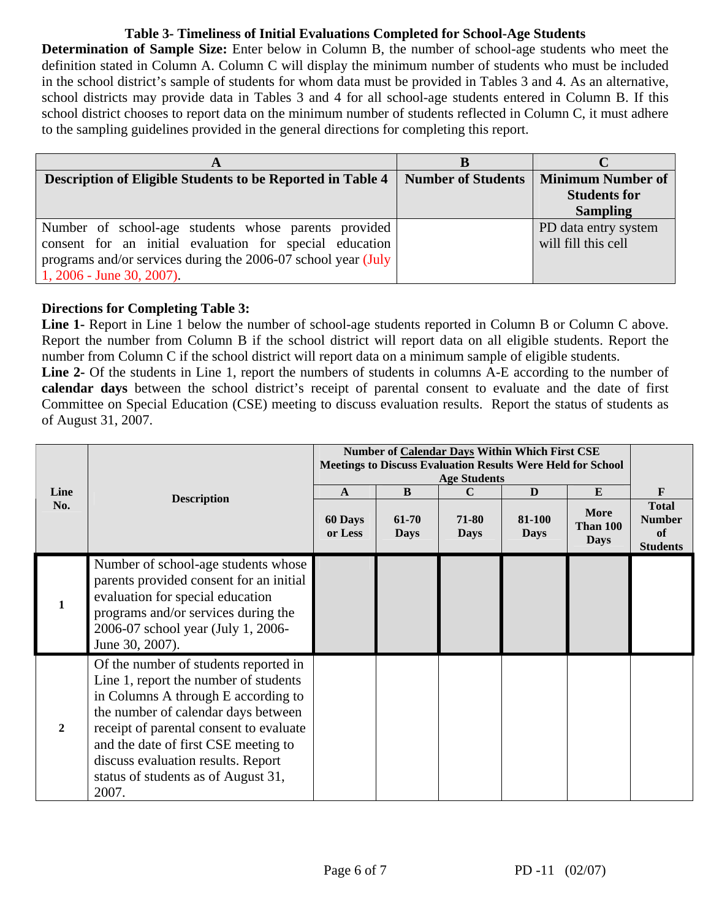## Table 3- Timeliness of Initial Evaluations Completed for School-Age Students

**Determination of Sample Size:** Enter below in Column B, the number of school-age students who meet the definition stated in Column A. Column C will display the minimum number of students who must be included in the school district's sample of students for whom data must be provided in Tables 3 and 4. As an alternative, school districts may provide data in Tables 3 and 4 for all school-age students entered in Column B. If this school district chooses to report data on the minimum number of students reflected in Column C, it must adhere to the sampling guidelines provided in the general directions for completing this report.

| A | B | C |
|---|---|---|
| **Description of Eligible Students to be Reported in Table 4** | **Number of Students** | **Minimum Number of Students for Sampling** |
| Number of school-age students whose parents provided consent for an initial evaluation for special education programs and/or services during the 2006-07 school year (July 1, 2006 - June 30, 2007). | | PD data entry system will fill this cell |

**Directions for Completing Table 3:**

**Line 1-** Report in Line 1 below the number of school-age students reported in Column B or Column C above. Report the number from Column B if the school district will report data on all eligible students. Report the number from Column C if the school district will report data on a minimum sample of eligible students.

**Line 2-** Of the students in Line 1, report the numbers of students in columns A-E according to the number of **calendar days** between the school district's receipt of parental consent to evaluate and the date of first Committee on Special Education (CSE) meeting to discuss evaluation results. Report the status of students as of August 31, 2007.

| Line No. | Description | Number of Calendar Days Within Which First CSE Meetings to Discuss Evaluation Results Were Held for School Age Students | | | | | |
|---|---|---|---|---|---|---|---|
| | | A | B | C | D | E | F |
| | | 60 Days or Less | 61-70 Days | 71-80 Days | 81-100 Days | More Than 100 Days | Total Number of Students |
| 1 | Number of school-age students whose parents provided consent for an initial evaluation for special education programs and/or services during the 2006-07 school year (July 1, 2006-June 30, 2007). | | | | | | |
| 2 | Of the number of students reported in Line 1, report the number of students in Columns A through E according to the number of calendar days between receipt of parental consent to evaluate and the date of first CSE meeting to discuss evaluation results. Report status of students as of August 31, 2007. | | | | | | |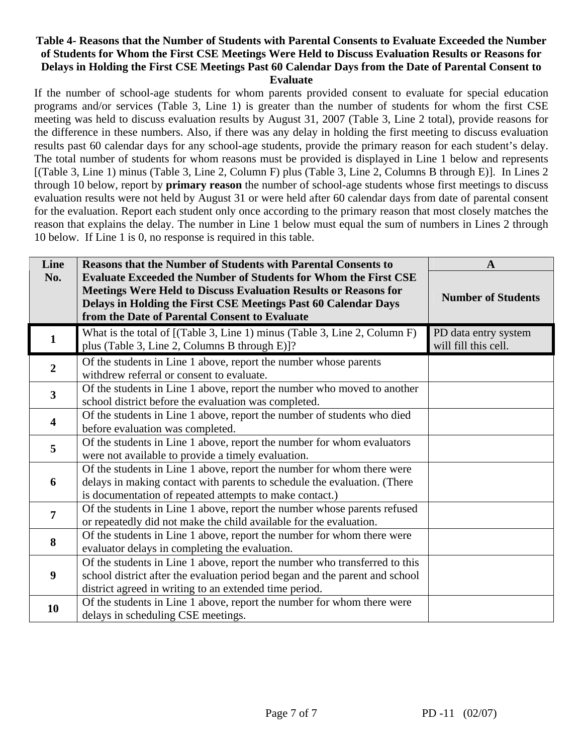**Table 4- Reasons that the Number of Students with Parental Consents to Evaluate Exceeded the Number of Students for Whom the First CSE Meetings Were Held to Discuss Evaluation Results or Reasons for Delays in Holding the First CSE Meetings Past 60 Calendar Days from the Date of Parental Consent to Evaluate**

If the number of school-age students for whom parents provided consent to evaluate for special education programs and/or services (Table 3, Line 1) is greater than the number of students for whom the first CSE meeting was held to discuss evaluation results by August 31, 2007 (Table 3, Line 2 total), provide reasons for the difference in these numbers. Also, if there was any delay in holding the first meeting to discuss evaluation results past 60 calendar days for any school-age students, provide the primary reason for each student's delay. The total number of students for whom reasons must be provided is displayed in Line 1 below and represents [(Table 3, Line 1) minus (Table 3, Line 2, Column F) plus (Table 3, Line 2, Columns B through E)]. In Lines 2 through 10 below, report by **primary reason** the number of school-age students whose first meetings to discuss evaluation results were not held by August 31 or were held after 60 calendar days from date of parental consent for the evaluation. Report each student only once according to the primary reason that most closely matches the reason that explains the delay. The number in Line 1 below must equal the sum of numbers in Lines 2 through 10 below. If Line 1 is 0, no response is required in this table.

| Line No. | Reasons that the Number of Students with Parental Consents to Evaluate Exceeded the Number of Students for Whom the First CSE Meetings Were Held to Discuss Evaluation Results or Reasons for Delays in Holding the First CSE Meetings Past 60 Calendar Days from the Date of Parental Consent to Evaluate | A<br>Number of Students |
|---|---|---|
| **1** | What is the total of [(Table 3, Line 1) minus (Table 3, Line 2, Column F) plus (Table 3, Line 2, Columns B through E)]? | PD data entry system will fill this cell. |
| **2** | Of the students in Line 1 above, report the number whose parents withdrew referral or consent to evaluate. | |
| **3** | Of the students in Line 1 above, report the number who moved to another school district before the evaluation was completed. | |
| **4** | Of the students in Line 1 above, report the number of students who died before evaluation was completed. | |
| **5** | Of the students in Line 1 above, report the number for whom evaluators were not available to provide a timely evaluation. | |
| **6** | Of the students in Line 1 above, report the number for whom there were delays in making contact with parents to schedule the evaluation. (There is documentation of repeated attempts to make contact.) | |
| **7** | Of the students in Line 1 above, report the number whose parents refused or repeatedly did not make the child available for the evaluation. | |
| **8** | Of the students in Line 1 above, report the number for whom there were evaluator delays in completing the evaluation. | |
| **9** | Of the students in Line 1 above, report the number who transferred to this school district after the evaluation period began and the parent and school district agreed in writing to an extended time period. | |
| **10** | Of the students in Line 1 above, report the number for whom there were delays in scheduling CSE meetings. | |